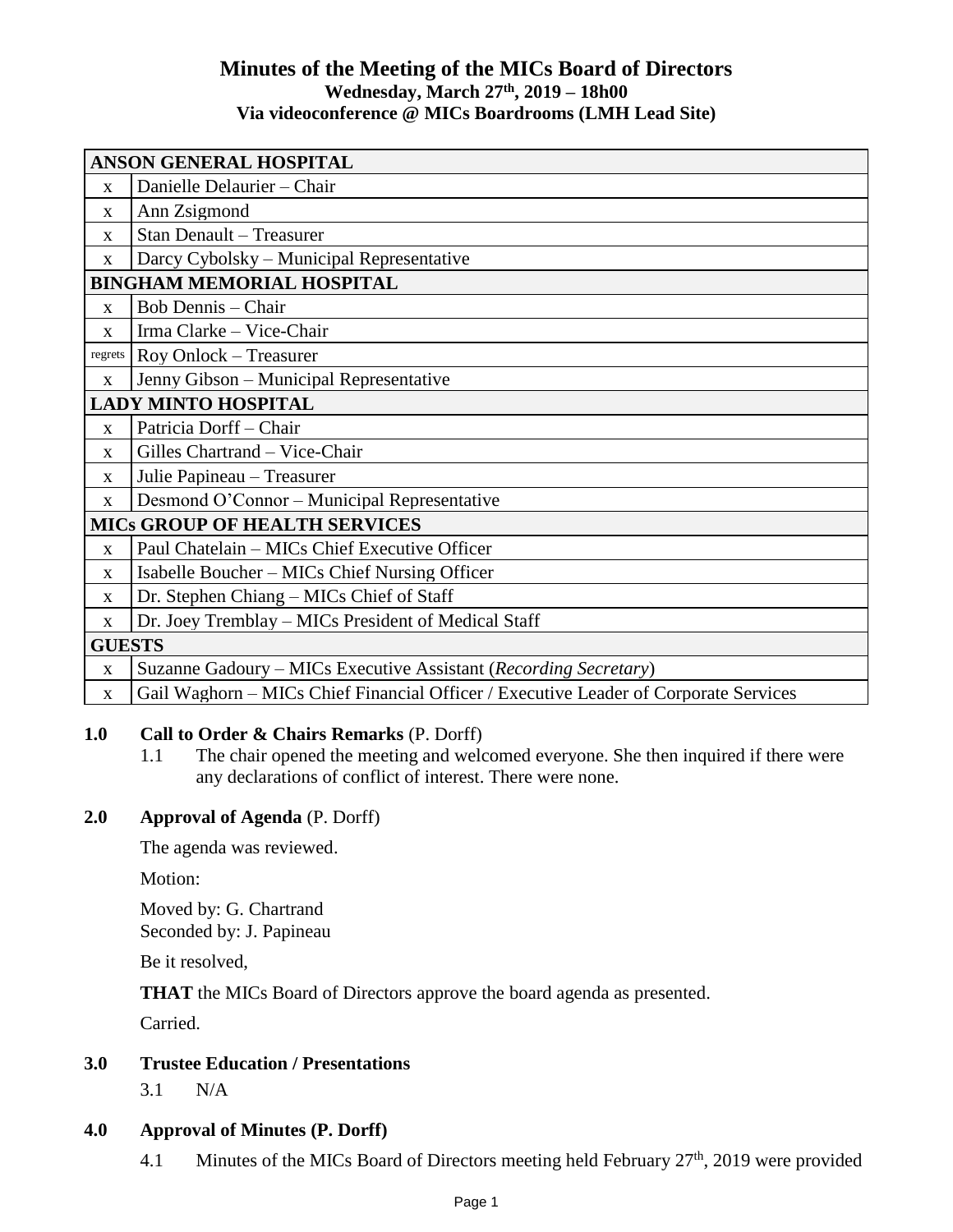# Minutes of the Meeting of the MICs Board of Directors

**Wednesday, March 27th, 2019 – 18h00**
**Via videoconference @ MICs Boardrooms (LMH Lead Site)**

| | |
|---|---|
| **ANSON GENERAL HOSPITAL** | |
| x | Danielle Delaurier – Chair |
| x | Ann Zsigmond |
| x | Stan Denault – Treasurer |
| x | Darcy Cybolsky – Municipal Representative |
| **BINGHAM MEMORIAL HOSPITAL** | |
| x | Bob Dennis – Chair |
| x | Irma Clarke – Vice-Chair |
| regrets | Roy Onlock – Treasurer |
| x | Jenny Gibson – Municipal Representative |
| **LADY MINTO HOSPITAL** | |
| x | Patricia Dorff – Chair |
| x | Gilles Chartrand – Vice-Chair |
| x | Julie Papineau – Treasurer |
| x | Desmond O'Connor – Municipal Representative |
| **MICs GROUP OF HEALTH SERVICES** | |
| x | Paul Chatelain – MICs Chief Executive Officer |
| x | Isabelle Boucher – MICs Chief Nursing Officer |
| x | Dr. Stephen Chiang – MICs Chief of Staff |
| x | Dr. Joey Tremblay – MICs President of Medical Staff |
| **GUESTS** | |
| x | Suzanne Gadoury – MICs Executive Assistant (*Recording Secretary*) |
| x | Gail Waghorn – MICs Chief Financial Officer / Executive Leader of Corporate Services |

**1.0 Call to Order & Chairs Remarks** (P. Dorff)

1.1 The chair opened the meeting and welcomed everyone. She then inquired if there were any declarations of conflict of interest. There were none.

**2.0 Approval of Agenda** (P. Dorff)

The agenda was reviewed.

Motion:

Moved by: G. Chartrand
Seconded by: J. Papineau

Be it resolved,

**THAT** the MICs Board of Directors approve the board agenda as presented.

Carried.

**3.0 Trustee Education / Presentations**

3.1 N/A

**4.0 Approval of Minutes (P. Dorff)**

4.1 Minutes of the MICs Board of Directors meeting held February 27th, 2019 were provided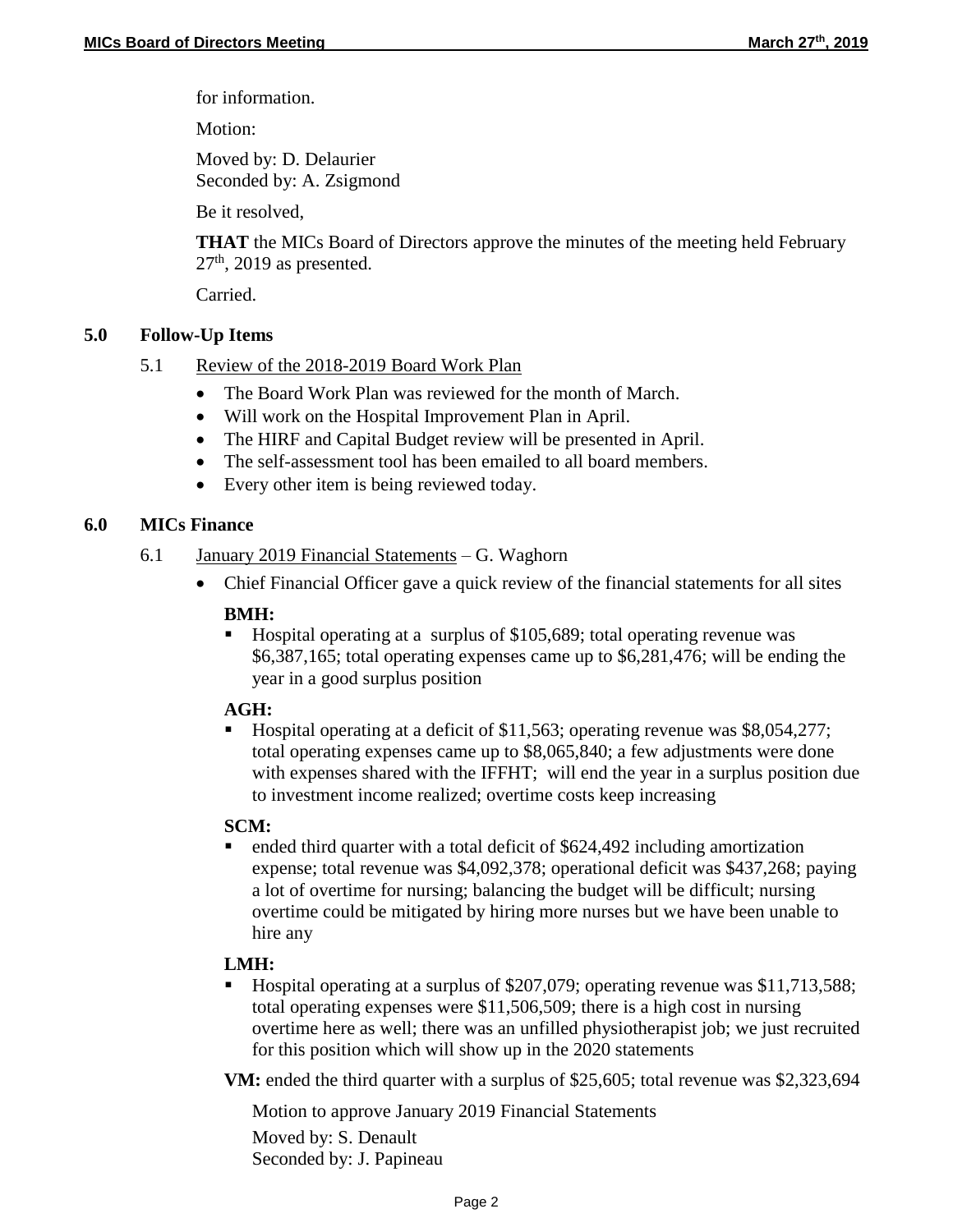for information.

Motion:

Moved by: D. Delaurier
Seconded by: A. Zsigmond

Be it resolved,

**THAT** the MICs Board of Directors approve the minutes of the meeting held February 27th, 2019 as presented.

Carried.

## 5.0 Follow-Up Items

### 5.1 Review of the 2018-2019 Board Work Plan

- The Board Work Plan was reviewed for the month of March.
- Will work on the Hospital Improvement Plan in April.
- The HIRF and Capital Budget review will be presented in April.
- The self-assessment tool has been emailed to all board members.
- Every other item is being reviewed today.

## 6.0 MICs Finance

### 6.1 January 2019 Financial Statements – G. Waghorn

- Chief Financial Officer gave a quick review of the financial statements for all sites

**BMH:**

- Hospital operating at a surplus of $105,689; total operating revenue was $6,387,165; total operating expenses came up to $6,281,476; will be ending the year in a good surplus position

**AGH:**

- Hospital operating at a deficit of $11,563; operating revenue was $8,054,277; total operating expenses came up to $8,065,840; a few adjustments were done with expenses shared with the IFFHT; will end the year in a surplus position due to investment income realized; overtime costs keep increasing

**SCM:**

- ended third quarter with a total deficit of $624,492 including amortization expense; total revenue was $4,092,378; operational deficit was $437,268; paying a lot of overtime for nursing; balancing the budget will be difficult; nursing overtime could be mitigated by hiring more nurses but we have been unable to hire any

**LMH:**

- Hospital operating at a surplus of $207,079; operating revenue was $11,713,588; total operating expenses were $11,506,509; there is a high cost in nursing overtime here as well; there was an unfilled physiotherapist job; we just recruited for this position which will show up in the 2020 statements

**VM:** ended the third quarter with a surplus of $25,605; total revenue was $2,323,694

Motion to approve January 2019 Financial Statements

Moved by: S. Denault
Seconded by: J. Papineau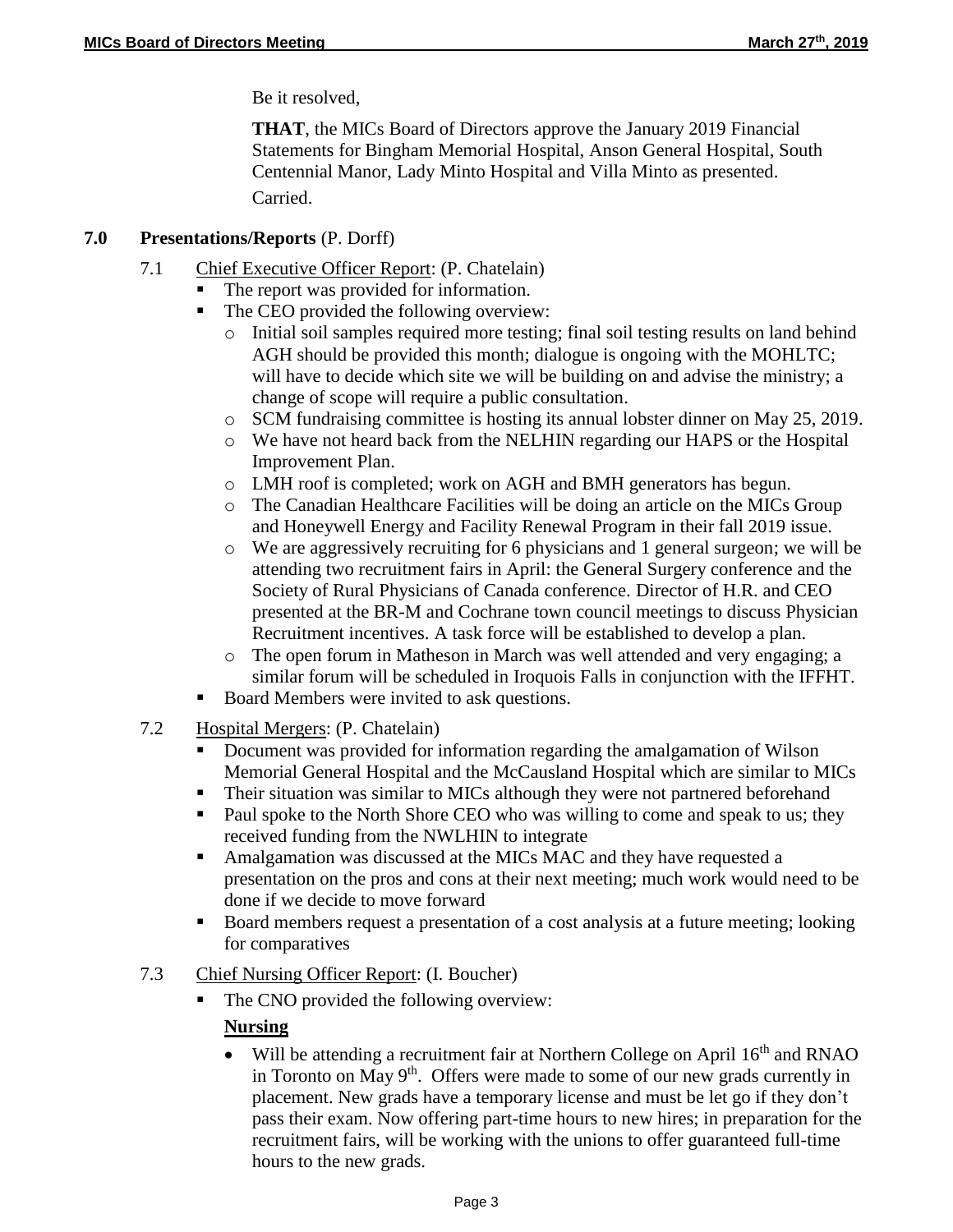Be it resolved,

**THAT**, the MICs Board of Directors approve the January 2019 Financial Statements for Bingham Memorial Hospital, Anson General Hospital, South Centennial Manor, Lady Minto Hospital and Villa Minto as presented.
Carried.

## 7.0 Presentations/Reports (P. Dorff)

7.1 Chief Executive Officer Report: (P. Chatelain)

- The report was provided for information.
- The CEO provided the following overview:
  - Initial soil samples required more testing; final soil testing results on land behind AGH should be provided this month; dialogue is ongoing with the MOHLTC; will have to decide which site we will be building on and advise the ministry; a change of scope will require a public consultation.
  - SCM fundraising committee is hosting its annual lobster dinner on May 25, 2019.
  - We have not heard back from the NELHIN regarding our HAPS or the Hospital Improvement Plan.
  - LMH roof is completed; work on AGH and BMH generators has begun.
  - The Canadian Healthcare Facilities will be doing an article on the MICs Group and Honeywell Energy and Facility Renewal Program in their fall 2019 issue.
  - We are aggressively recruiting for 6 physicians and 1 general surgeon; we will be attending two recruitment fairs in April: the General Surgery conference and the Society of Rural Physicians of Canada conference. Director of H.R. and CEO presented at the BR-M and Cochrane town council meetings to discuss Physician Recruitment incentives. A task force will be established to develop a plan.
  - The open forum in Matheson in March was well attended and very engaging; a similar forum will be scheduled in Iroquois Falls in conjunction with the IFFHT.
- Board Members were invited to ask questions.

7.2 Hospital Mergers: (P. Chatelain)

- Document was provided for information regarding the amalgamation of Wilson Memorial General Hospital and the McCausland Hospital which are similar to MICs
- Their situation was similar to MICs although they were not partnered beforehand
- Paul spoke to the North Shore CEO who was willing to come and speak to us; they received funding from the NWLHIN to integrate
- Amalgamation was discussed at the MICs MAC and they have requested a presentation on the pros and cons at their next meeting; much work would need to be done if we decide to move forward
- Board members request a presentation of a cost analysis at a future meeting; looking for comparatives

7.3 Chief Nursing Officer Report: (I. Boucher)

- The CNO provided the following overview:

**Nursing**

- Will be attending a recruitment fair at Northern College on April 16th and RNAO in Toronto on May 9th. Offers were made to some of our new grads currently in placement. New grads have a temporary license and must be let go if they don't pass their exam. Now offering part-time hours to new hires; in preparation for the recruitment fairs, will be working with the unions to offer guaranteed full-time hours to the new grads.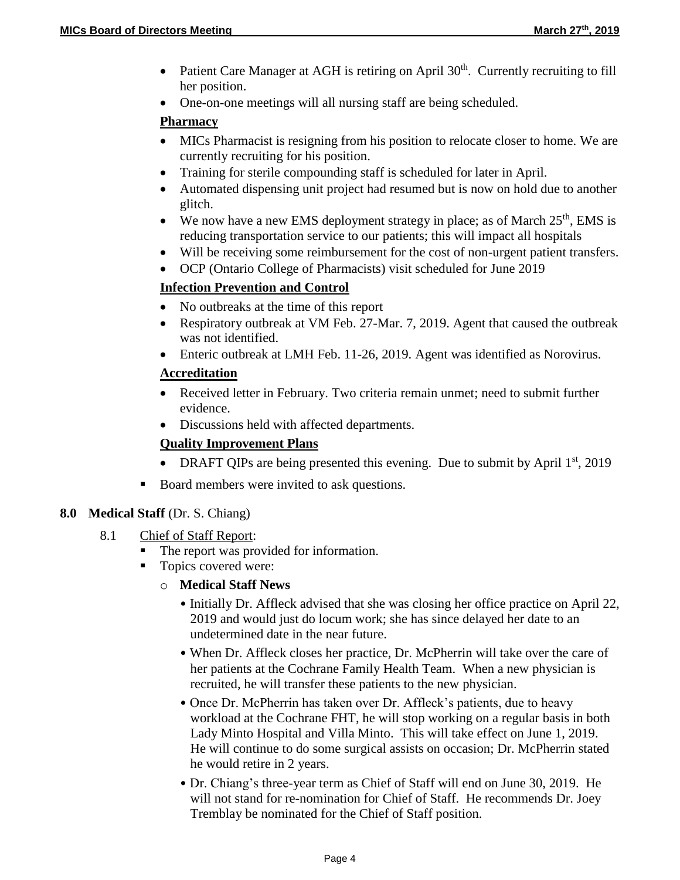- Patient Care Manager at AGH is retiring on April 30th. Currently recruiting to fill her position.
- One-on-one meetings will all nursing staff are being scheduled.

**Pharmacy**

- MICs Pharmacist is resigning from his position to relocate closer to home. We are currently recruiting for his position.
- Training for sterile compounding staff is scheduled for later in April.
- Automated dispensing unit project had resumed but is now on hold due to another glitch.
- We now have a new EMS deployment strategy in place; as of March 25th, EMS is reducing transportation service to our patients; this will impact all hospitals
- Will be receiving some reimbursement for the cost of non-urgent patient transfers.
- OCP (Ontario College of Pharmacists) visit scheduled for June 2019

**Infection Prevention and Control**

- No outbreaks at the time of this report
- Respiratory outbreak at VM Feb. 27-Mar. 7, 2019. Agent that caused the outbreak was not identified.
- Enteric outbreak at LMH Feb. 11-26, 2019. Agent was identified as Norovirus.

**Accreditation**

- Received letter in February. Two criteria remain unmet; need to submit further evidence.
- Discussions held with affected departments.

**Quality Improvement Plans**

- DRAFT QIPs are being presented this evening. Due to submit by April 1st, 2019

- Board members were invited to ask questions.

## 8.0 Medical Staff (Dr. S. Chiang)

8.1 Chief of Staff Report:

- The report was provided for information.
- Topics covered were:
  - **Medical Staff News**
    - Initially Dr. Affleck advised that she was closing her office practice on April 22, 2019 and would just do locum work; she has since delayed her date to an undetermined date in the near future.
    - When Dr. Affleck closes her practice, Dr. McPherrin will take over the care of her patients at the Cochrane Family Health Team. When a new physician is recruited, he will transfer these patients to the new physician.
    - Once Dr. McPherrin has taken over Dr. Affleck's patients, due to heavy workload at the Cochrane FHT, he will stop working on a regular basis in both Lady Minto Hospital and Villa Minto. This will take effect on June 1, 2019. He will continue to do some surgical assists on occasion; Dr. McPherrin stated he would retire in 2 years.
    - Dr. Chiang's three-year term as Chief of Staff will end on June 30, 2019. He will not stand for re-nomination for Chief of Staff. He recommends Dr. Joey Tremblay be nominated for the Chief of Staff position.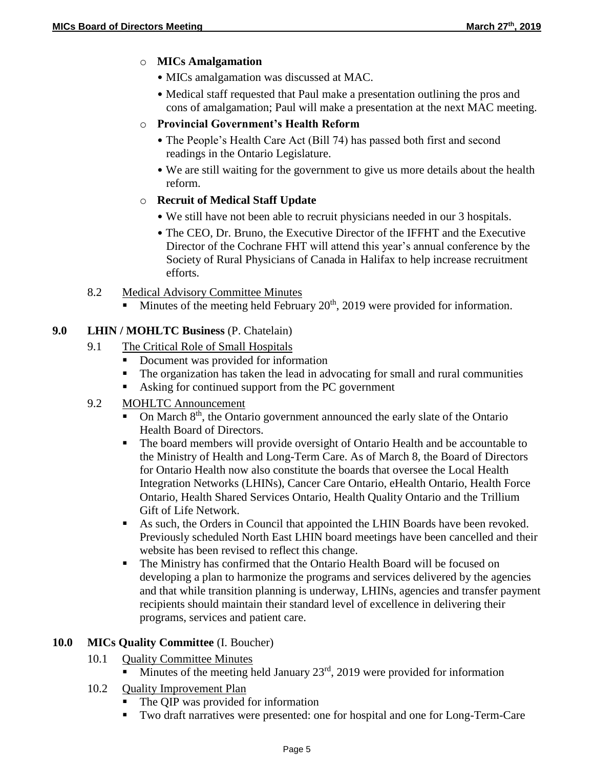- **MICs Amalgamation**
  - MICs amalgamation was discussed at MAC.
  - Medical staff requested that Paul make a presentation outlining the pros and cons of amalgamation; Paul will make a presentation at the next MAC meeting.
- **Provincial Government's Health Reform**
  - The People's Health Care Act (Bill 74) has passed both first and second readings in the Ontario Legislature.
  - We are still waiting for the government to give us more details about the health reform.
- **Recruit of Medical Staff Update**
  - We still have not been able to recruit physicians needed in our 3 hospitals.
  - The CEO, Dr. Bruno, the Executive Director of the IFFHT and the Executive Director of the Cochrane FHT will attend this year's annual conference by the Society of Rural Physicians of Canada in Halifax to help increase recruitment efforts.

8.2 Medical Advisory Committee Minutes

- Minutes of the meeting held February 20th, 2019 were provided for information.

## 9.0 LHIN / MOHLTC Business (P. Chatelain)

9.1 The Critical Role of Small Hospitals

- Document was provided for information
- The organization has taken the lead in advocating for small and rural communities
- Asking for continued support from the PC government

9.2 MOHLTC Announcement

- On March 8th, the Ontario government announced the early slate of the Ontario Health Board of Directors.
- The board members will provide oversight of Ontario Health and be accountable to the Ministry of Health and Long-Term Care. As of March 8, the Board of Directors for Ontario Health now also constitute the boards that oversee the Local Health Integration Networks (LHINs), Cancer Care Ontario, eHealth Ontario, Health Force Ontario, Health Shared Services Ontario, Health Quality Ontario and the Trillium Gift of Life Network.
- As such, the Orders in Council that appointed the LHIN Boards have been revoked. Previously scheduled North East LHIN board meetings have been cancelled and their website has been revised to reflect this change.
- The Ministry has confirmed that the Ontario Health Board will be focused on developing a plan to harmonize the programs and services delivered by the agencies and that while transition planning is underway, LHINs, agencies and transfer payment recipients should maintain their standard level of excellence in delivering their programs, services and patient care.

## 10.0 MICs Quality Committee (I. Boucher)

10.1 Quality Committee Minutes

- Minutes of the meeting held January 23rd, 2019 were provided for information

10.2 Quality Improvement Plan

- The QIP was provided for information
- Two draft narratives were presented: one for hospital and one for Long-Term-Care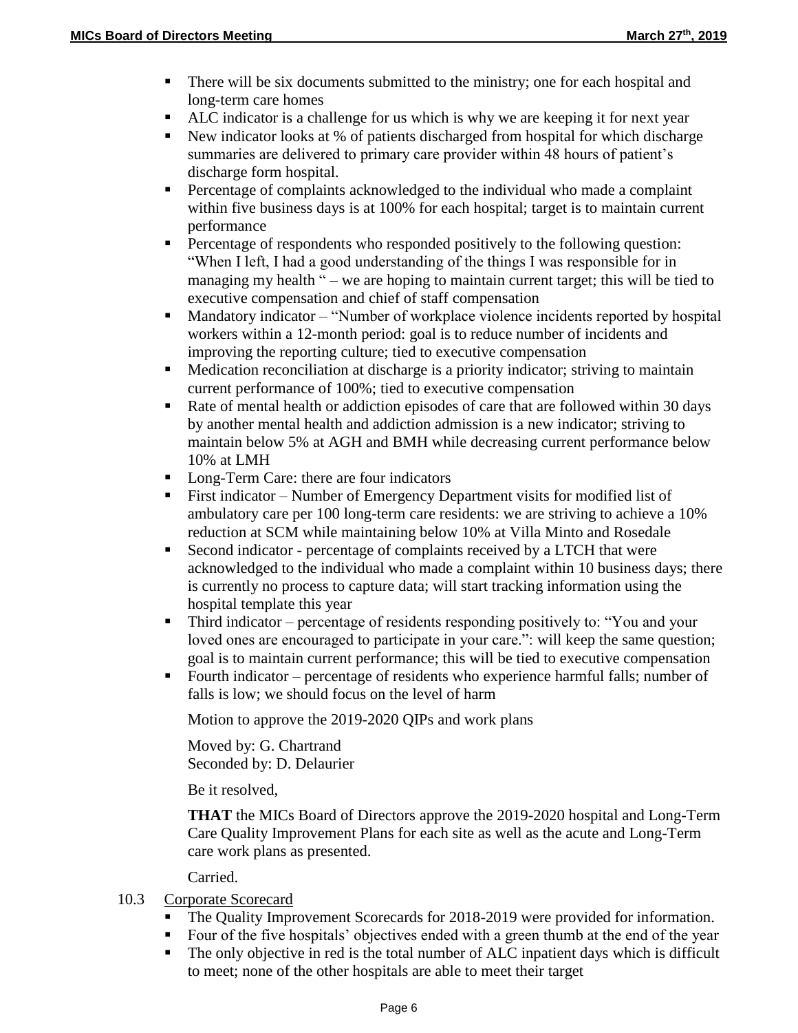- There will be six documents submitted to the ministry; one for each hospital and long-term care homes
- ALC indicator is a challenge for us which is why we are keeping it for next year
- New indicator looks at % of patients discharged from hospital for which discharge summaries are delivered to primary care provider within 48 hours of patient's discharge form hospital.
- Percentage of complaints acknowledged to the individual who made a complaint within five business days is at 100% for each hospital; target is to maintain current performance
- Percentage of respondents who responded positively to the following question: "When I left, I had a good understanding of the things I was responsible for in managing my health " – we are hoping to maintain current target; this will be tied to executive compensation and chief of staff compensation
- Mandatory indicator – "Number of workplace violence incidents reported by hospital workers within a 12-month period: goal is to reduce number of incidents and improving the reporting culture; tied to executive compensation
- Medication reconciliation at discharge is a priority indicator; striving to maintain current performance of 100%; tied to executive compensation
- Rate of mental health or addiction episodes of care that are followed within 30 days by another mental health and addiction admission is a new indicator; striving to maintain below 5% at AGH and BMH while decreasing current performance below 10% at LMH
- Long-Term Care: there are four indicators
- First indicator – Number of Emergency Department visits for modified list of ambulatory care per 100 long-term care residents: we are striving to achieve a 10% reduction at SCM while maintaining below 10% at Villa Minto and Rosedale
- Second indicator - percentage of complaints received by a LTCH that were acknowledged to the individual who made a complaint within 10 business days; there is currently no process to capture data; will start tracking information using the hospital template this year
- Third indicator – percentage of residents responding positively to: "You and your loved ones are encouraged to participate in your care.": will keep the same question; goal is to maintain current performance; this will be tied to executive compensation
- Fourth indicator – percentage of residents who experience harmful falls; number of falls is low; we should focus on the level of harm

Motion to approve the 2019-2020 QIPs and work plans

Moved by: G. Chartrand
Seconded by: D. Delaurier

Be it resolved,

**THAT** the MICs Board of Directors approve the 2019-2020 hospital and Long-Term Care Quality Improvement Plans for each site as well as the acute and Long-Term care work plans as presented.

Carried.

10.3 Corporate Scorecard

- The Quality Improvement Scorecards for 2018-2019 were provided for information.
- Four of the five hospitals' objectives ended with a green thumb at the end of the year
- The only objective in red is the total number of ALC inpatient days which is difficult to meet; none of the other hospitals are able to meet their target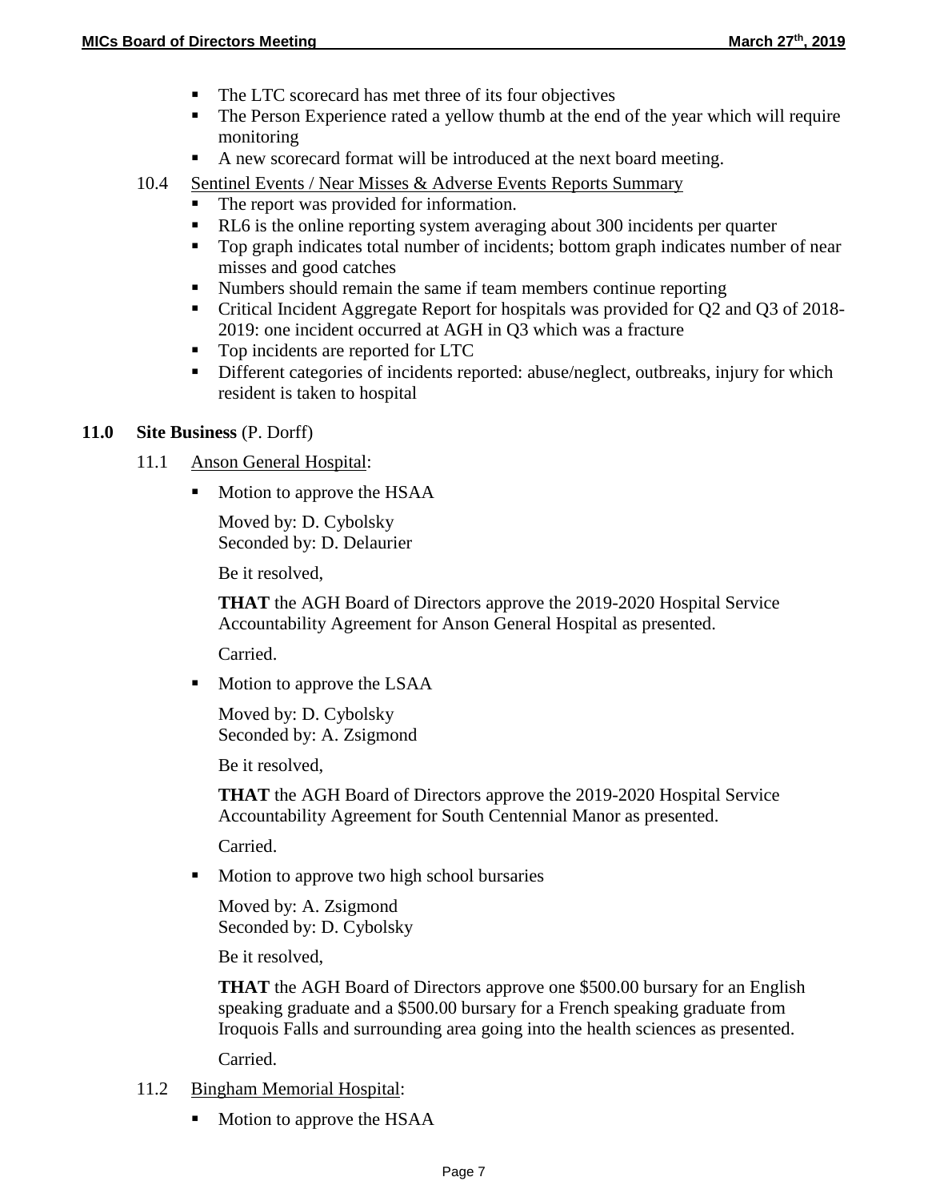- The LTC scorecard has met three of its four objectives
- The Person Experience rated a yellow thumb at the end of the year which will require monitoring
- A new scorecard format will be introduced at the next board meeting.

10.4 Sentinel Events / Near Misses & Adverse Events Reports Summary

- The report was provided for information.
- RL6 is the online reporting system averaging about 300 incidents per quarter
- Top graph indicates total number of incidents; bottom graph indicates number of near misses and good catches
- Numbers should remain the same if team members continue reporting
- Critical Incident Aggregate Report for hospitals was provided for Q2 and Q3 of 2018-2019: one incident occurred at AGH in Q3 which was a fracture
- Top incidents are reported for LTC
- Different categories of incidents reported: abuse/neglect, outbreaks, injury for which resident is taken to hospital

## 11.0 Site Business (P. Dorff)

11.1 Anson General Hospital:

- Motion to approve the HSAA

  Moved by: D. Cybolsky
  Seconded by: D. Delaurier

  Be it resolved,

  **THAT** the AGH Board of Directors approve the 2019-2020 Hospital Service Accountability Agreement for Anson General Hospital as presented.

  Carried.

- Motion to approve the LSAA

  Moved by: D. Cybolsky
  Seconded by: A. Zsigmond

  Be it resolved,

  **THAT** the AGH Board of Directors approve the 2019-2020 Hospital Service Accountability Agreement for South Centennial Manor as presented.

  Carried.

- Motion to approve two high school bursaries

  Moved by: A. Zsigmond
  Seconded by: D. Cybolsky

  Be it resolved,

  **THAT** the AGH Board of Directors approve one $500.00 bursary for an English speaking graduate and a $500.00 bursary for a French speaking graduate from Iroquois Falls and surrounding area going into the health sciences as presented.

  Carried.

11.2 Bingham Memorial Hospital:

- Motion to approve the HSAA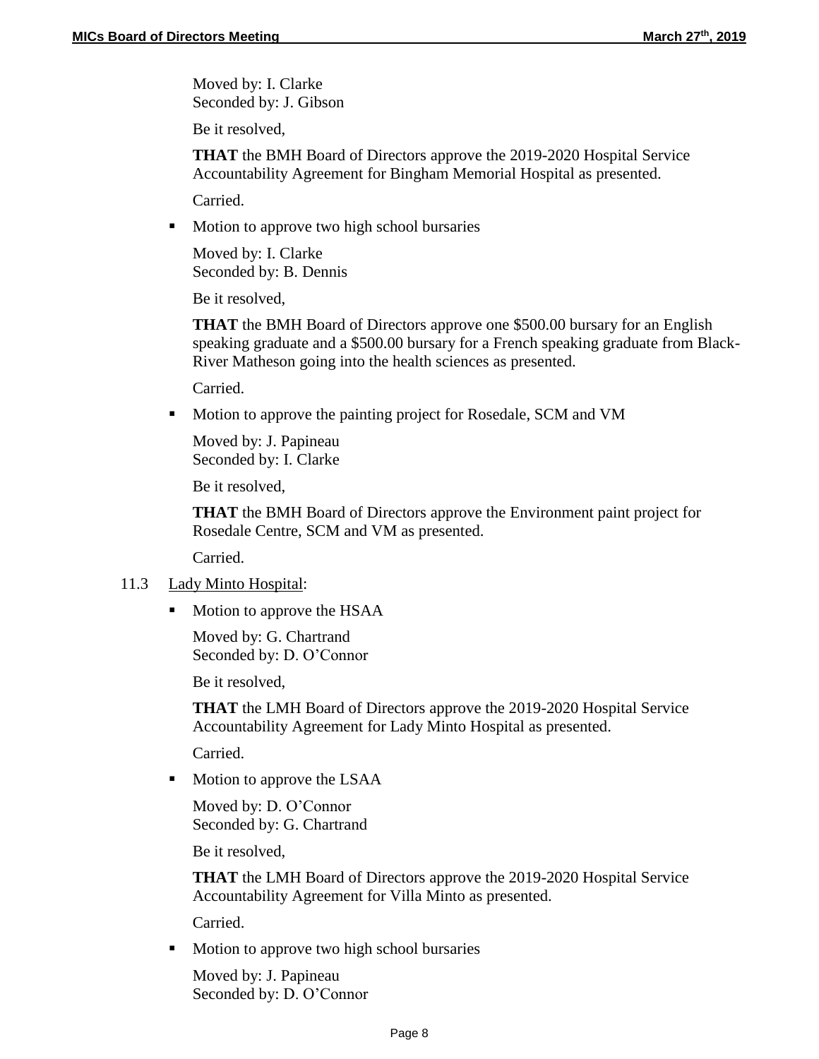Moved by: I. Clarke
Seconded by: J. Gibson

Be it resolved,

**THAT** the BMH Board of Directors approve the 2019-2020 Hospital Service Accountability Agreement for Bingham Memorial Hospital as presented.

Carried.

- Motion to approve two high school bursaries

Moved by: I. Clarke
Seconded by: B. Dennis

Be it resolved,

**THAT** the BMH Board of Directors approve one $500.00 bursary for an English speaking graduate and a $500.00 bursary for a French speaking graduate from Black-River Matheson going into the health sciences as presented.

Carried.

- Motion to approve the painting project for Rosedale, SCM and VM

Moved by: J. Papineau
Seconded by: I. Clarke

Be it resolved,

**THAT** the BMH Board of Directors approve the Environment paint project for Rosedale Centre, SCM and VM as presented.

Carried.

11.3 Lady Minto Hospital:

- Motion to approve the HSAA

Moved by: G. Chartrand
Seconded by: D. O'Connor

Be it resolved,

**THAT** the LMH Board of Directors approve the 2019-2020 Hospital Service Accountability Agreement for Lady Minto Hospital as presented.

Carried.

- Motion to approve the LSAA

Moved by: D. O'Connor
Seconded by: G. Chartrand

Be it resolved,

**THAT** the LMH Board of Directors approve the 2019-2020 Hospital Service Accountability Agreement for Villa Minto as presented.

Carried.

- Motion to approve two high school bursaries

Moved by: J. Papineau
Seconded by: D. O'Connor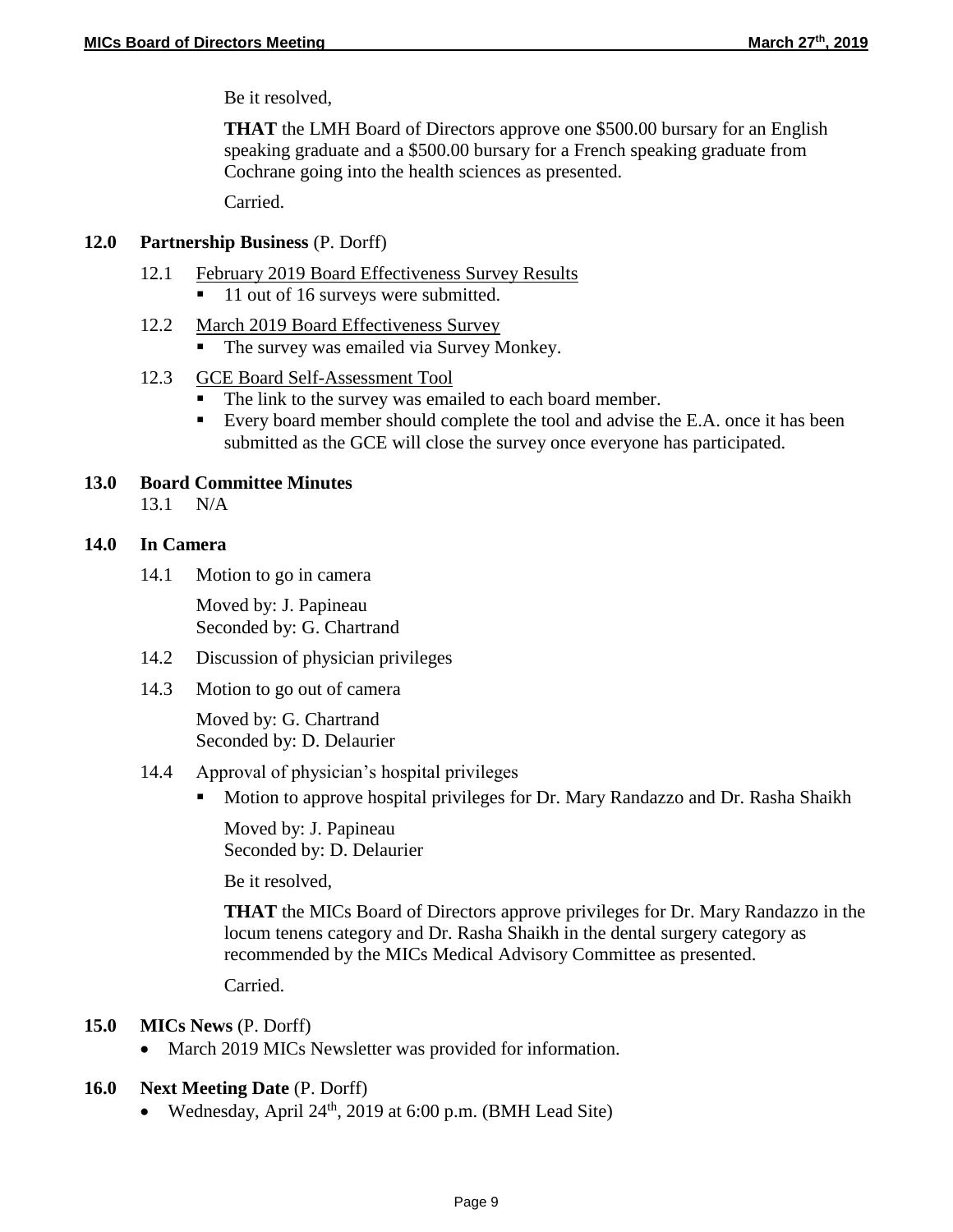Be it resolved,

**THAT** the LMH Board of Directors approve one $500.00 bursary for an English speaking graduate and a $500.00 bursary for a French speaking graduate from Cochrane going into the health sciences as presented.

Carried.

## 12.0 Partnership Business (P. Dorff)

12.1 February 2019 Board Effectiveness Survey Results

- 11 out of 16 surveys were submitted.

12.2 March 2019 Board Effectiveness Survey

- The survey was emailed via Survey Monkey.

12.3 GCE Board Self-Assessment Tool

- The link to the survey was emailed to each board member.
- Every board member should complete the tool and advise the E.A. once it has been submitted as the GCE will close the survey once everyone has participated.

## 13.0 Board Committee Minutes

13.1 N/A

## 14.0 In Camera

14.1 Motion to go in camera

Moved by: J. Papineau
Seconded by: G. Chartrand

14.2 Discussion of physician privileges

14.3 Motion to go out of camera

Moved by: G. Chartrand
Seconded by: D. Delaurier

14.4 Approval of physician's hospital privileges

- Motion to approve hospital privileges for Dr. Mary Randazzo and Dr. Rasha Shaikh

  Moved by: J. Papineau
  Seconded by: D. Delaurier

  Be it resolved,

  **THAT** the MICs Board of Directors approve privileges for Dr. Mary Randazzo in the locum tenens category and Dr. Rasha Shaikh in the dental surgery category as recommended by the MICs Medical Advisory Committee as presented.

  Carried.

## 15.0 MICs News (P. Dorff)

- March 2019 MICs Newsletter was provided for information.

## 16.0 Next Meeting Date (P. Dorff)

- Wednesday, April 24th, 2019 at 6:00 p.m. (BMH Lead Site)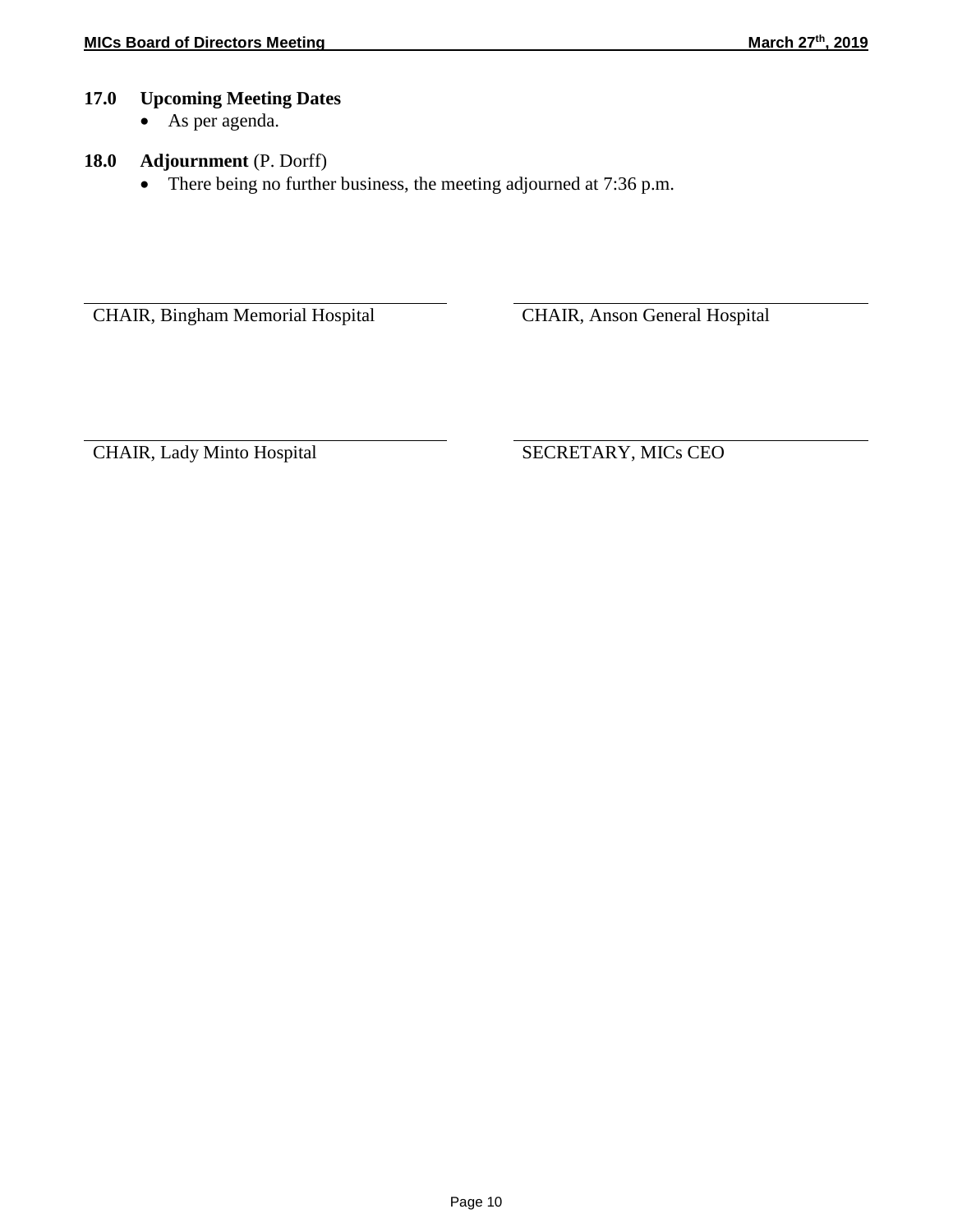## 17.0 Upcoming Meeting Dates

- As per agenda.

## 18.0 Adjournment (P. Dorff)

- There being no further business, the meeting adjourned at 7:36 p.m.

\_\_\_\_\_\_\_\_\_\_\_\_\_\_\_\_\_\_\_\_\_\_\_\_\_\_\_\_\_\_\_\_\_\_\_\_
CHAIR, Bingham Memorial Hospital

\_\_\_\_\_\_\_\_\_\_\_\_\_\_\_\_\_\_\_\_\_\_\_\_\_\_\_\_\_\_\_\_\_\_\_\_
CHAIR, Anson General Hospital

\_\_\_\_\_\_\_\_\_\_\_\_\_\_\_\_\_\_\_\_\_\_\_\_\_\_\_\_\_\_\_\_\_\_\_\_
CHAIR, Lady Minto Hospital

\_\_\_\_\_\_\_\_\_\_\_\_\_\_\_\_\_\_\_\_\_\_\_\_\_\_\_\_\_\_\_\_\_\_\_\_
SECRETARY, MICs CEO